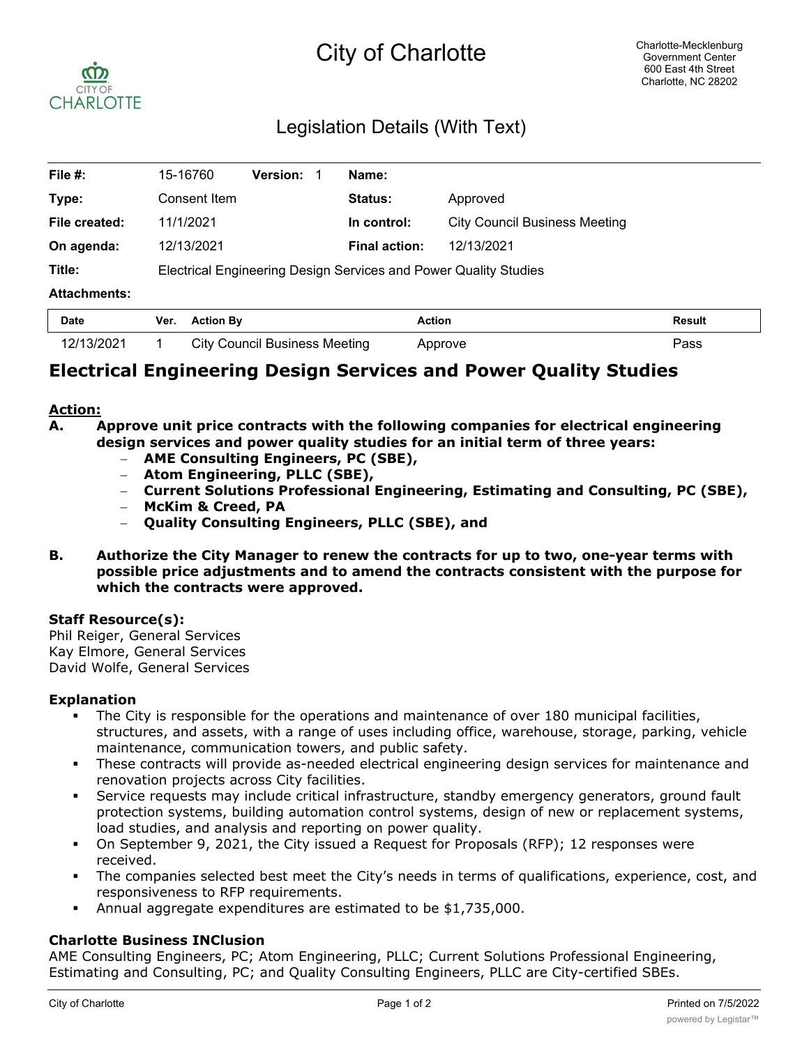# City of Charlotte

Charlotte-Mecklenburg Government Center
600 East 4th Street
Charlotte, NC 28202

## Legislation Details (With Text)

| | | | |
|---|---|---|---|
| **File #:** | 15-16760 **Version:** 1 | **Name:** | |
| **Type:** | Consent Item | **Status:** | Approved |
| **File created:** | 11/1/2021 | **In control:** | City Council Business Meeting |
| **On agenda:** | 12/13/2021 | **Final action:** | 12/13/2021 |
| **Title:** | Electrical Engineering Design Services and Power Quality Studies | | |
| **Attachments:** | | | |

| Date | Ver. | Action By | Action | Result |
|---|---|---|---|---|
| 12/13/2021 | 1 | City Council Business Meeting | Approve | Pass |

# Electrical Engineering Design Services and Power Quality Studies

**Action:**

**A. Approve unit price contracts with the following companies for electrical engineering design services and power quality studies for an initial term of three years:**
- **AME Consulting Engineers, PC (SBE),**
- **Atom Engineering, PLLC (SBE),**
- **Current Solutions Professional Engineering, Estimating and Consulting, PC (SBE),**
- **McKim & Creed, PA**
- **Quality Consulting Engineers, PLLC (SBE), and**

**B. Authorize the City Manager to renew the contracts for up to two, one-year terms with possible price adjustments and to amend the contracts consistent with the purpose for which the contracts were approved.**

### Staff Resource(s):

Phil Reiger, General Services
Kay Elmore, General Services
David Wolfe, General Services

### Explanation

- The City is responsible for the operations and maintenance of over 180 municipal facilities, structures, and assets, with a range of uses including office, warehouse, storage, parking, vehicle maintenance, communication towers, and public safety.
- These contracts will provide as-needed electrical engineering design services for maintenance and renovation projects across City facilities.
- Service requests may include critical infrastructure, standby emergency generators, ground fault protection systems, building automation control systems, design of new or replacement systems, load studies, and analysis and reporting on power quality.
- On September 9, 2021, the City issued a Request for Proposals (RFP); 12 responses were received.
- The companies selected best meet the City's needs in terms of qualifications, experience, cost, and responsiveness to RFP requirements.
- Annual aggregate expenditures are estimated to be $1,735,000.

### Charlotte Business INClusion

AME Consulting Engineers, PC; Atom Engineering, PLLC; Current Solutions Professional Engineering, Estimating and Consulting, PC; and Quality Consulting Engineers, PLLC are City-certified SBEs.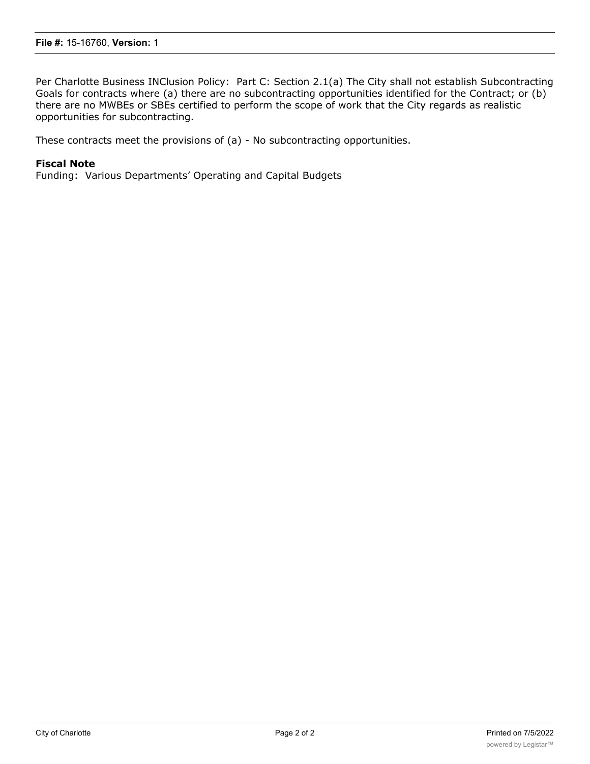Per Charlotte Business INClusion Policy: Part C: Section 2.1(a) The City shall not establish Subcontracting Goals for contracts where (a) there are no subcontracting opportunities identified for the Contract; or (b) there are no MWBEs or SBEs certified to perform the scope of work that the City regards as realistic opportunities for subcontracting.

These contracts meet the provisions of (a) - No subcontracting opportunities.

**Fiscal Note**

Funding: Various Departments' Operating and Capital Budgets